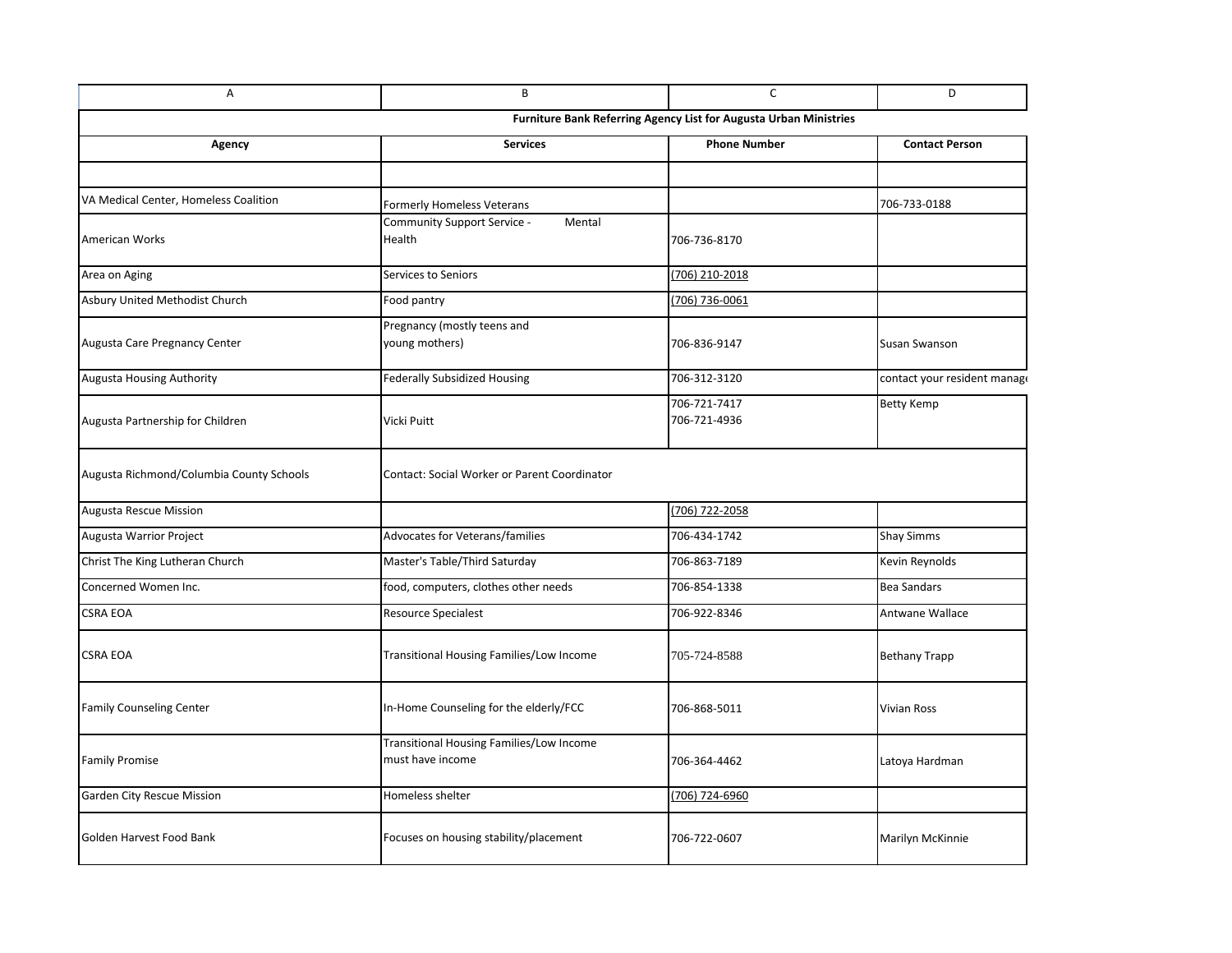| A | B | C | D |
|---|---|---|---|
| **Furniture Bank Referring Agency List for Augusta Urban Ministries** | | | |
| **Agency** | **Services** | **Phone Number** | **Contact Person** |
| | | | |
| VA Medical Center, Homeless Coalition | Formerly Homeless Veterans | | 706-733-0188 |
| American Works | Community Support Service - Mental Health | 706-736-8170 | |
| Area on Aging | Services to Seniors | (706) 210-2018 | |
| Asbury United Methodist Church | Food pantry | (706) 736-0061 | |
| Augusta Care Pregnancy Center | Pregnancy (mostly teens and young mothers) | 706-836-9147 | Susan Swanson |
| Augusta Housing Authority | Federally Subsidized Housing | 706-312-3120 | contact your resident manage |
| Augusta Partnership for Children | Vicki Puitt | 706-721-7417<br>706-721-4936 | Betty Kemp |
| Augusta Richmond/Columbia County Schools | Contact: Social Worker or Parent Coordinator | | |
| Augusta Rescue Mission | | (706) 722-2058 | |
| Augusta Warrior Project | Advocates for Veterans/families | 706-434-1742 | Shay Simms |
| Christ The King Lutheran Church | Master's Table/Third Saturday | 706-863-7189 | Kevin Reynolds |
| Concerned Women Inc. | food, computers, clothes other needs | 706-854-1338 | Bea Sandars |
| CSRA EOA | Resource Specialest | 706-922-8346 | Antwane Wallace |
| CSRA EOA | Transitional Housing Families/Low Income | 705-724-8588 | Bethany Trapp |
| Family Counseling Center | In-Home Counseling for the elderly/FCC | 706-868-5011 | Vivian Ross |
| Family Promise | Transitional Housing Families/Low Income must have income | 706-364-4462 | Latoya Hardman |
| Garden City Rescue Mission | Homeless shelter | (706) 724-6960 | |
| Golden Harvest Food Bank | Focuses on housing stability/placement | 706-722-0607 | Marilyn McKinnie |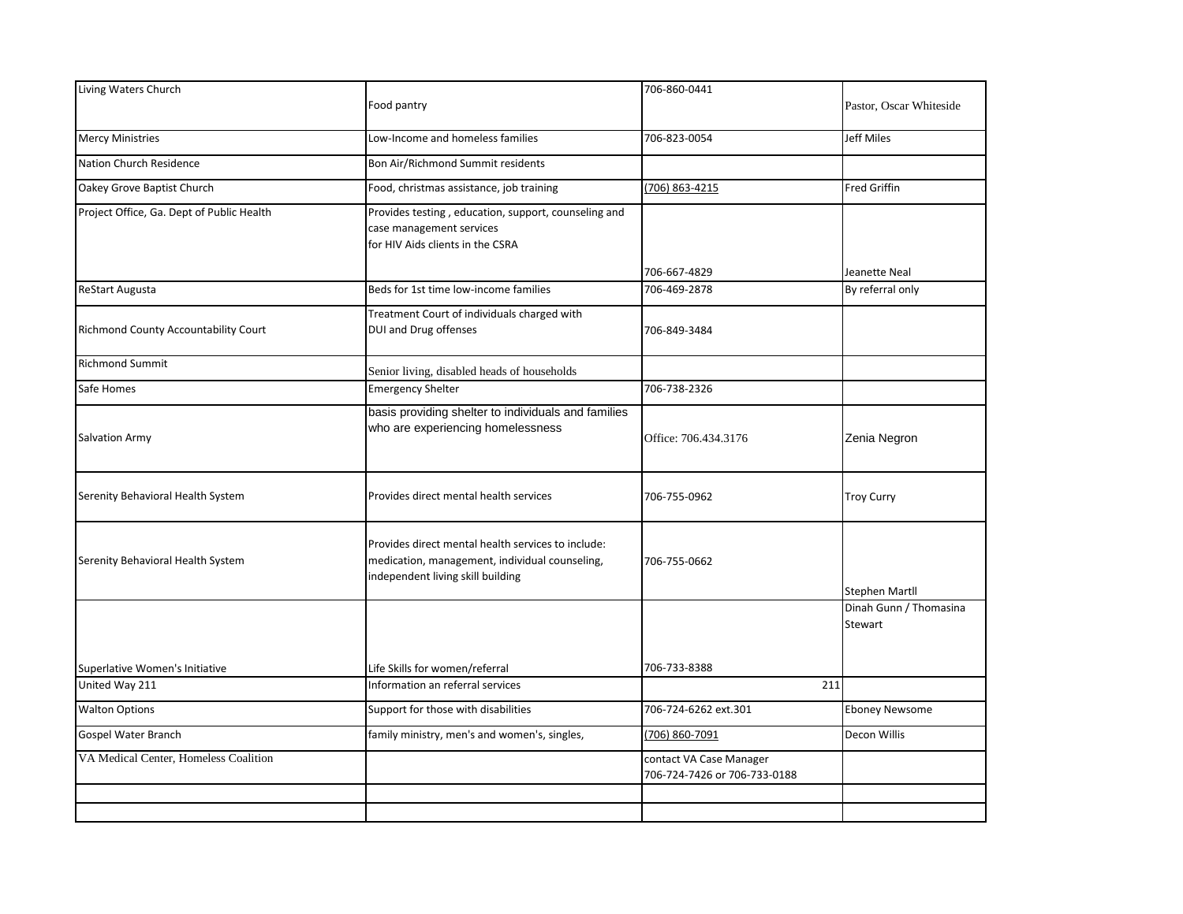| | | | |
|---|---|---|---|
| Living Waters Church | Food pantry | 706-860-0441 | Pastor, Oscar Whiteside |
| Mercy Ministries | Low-Income and homeless families | 706-823-0054 | Jeff Miles |
| Nation Church Residence | Bon Air/Richmond Summit residents | | |
| Oakey Grove Baptist Church | Food, christmas assistance, job training | (706) 863-4215 | Fred Griffin |
| Project Office, Ga. Dept of Public Health | Provides testing , education, support, counseling and case management services for HIV Aids clients in the CSRA | 706-667-4829 | Jeanette Neal |
| ReStart Augusta | Beds for 1st time low-income families | 706-469-2878 | By referral only |
| Richmond County Accountability Court | Treatment Court of individuals charged with DUI and Drug offenses | 706-849-3484 | |
| Richmond Summit | Senior living, disabled heads of households | | |
| Safe Homes | Emergency Shelter | 706-738-2326 | |
| Salvation Army | basis providing shelter to individuals and families who are experiencing homelessness | Office: 706.434.3176 | Zenia Negron |
| Serenity Behavioral Health System | Provides direct mental health services | 706-755-0962 | Troy Curry |
| Serenity Behavioral Health System | Provides direct mental health services to include: medication, management, individual counseling, independent living skill building | 706-755-0662 | Stephen Martll |
| Superlative Women's Initiative | Life Skills for women/referral | 706-733-8388 | Dinah Gunn / Thomasina Stewart |
| United Way 211 | Information an referral services | 211 | |
| Walton Options | Support for those with disabilities | 706-724-6262 ext.301 | Eboney Newsome |
| Gospel Water Branch | family ministry, men's and women's, singles, | (706) 860-7091 | Decon Willis |
| VA Medical Center, Homeless Coalition | | contact VA Case Manager 706-724-7426 or 706-733-0188 | |
| | | | |
| | | | |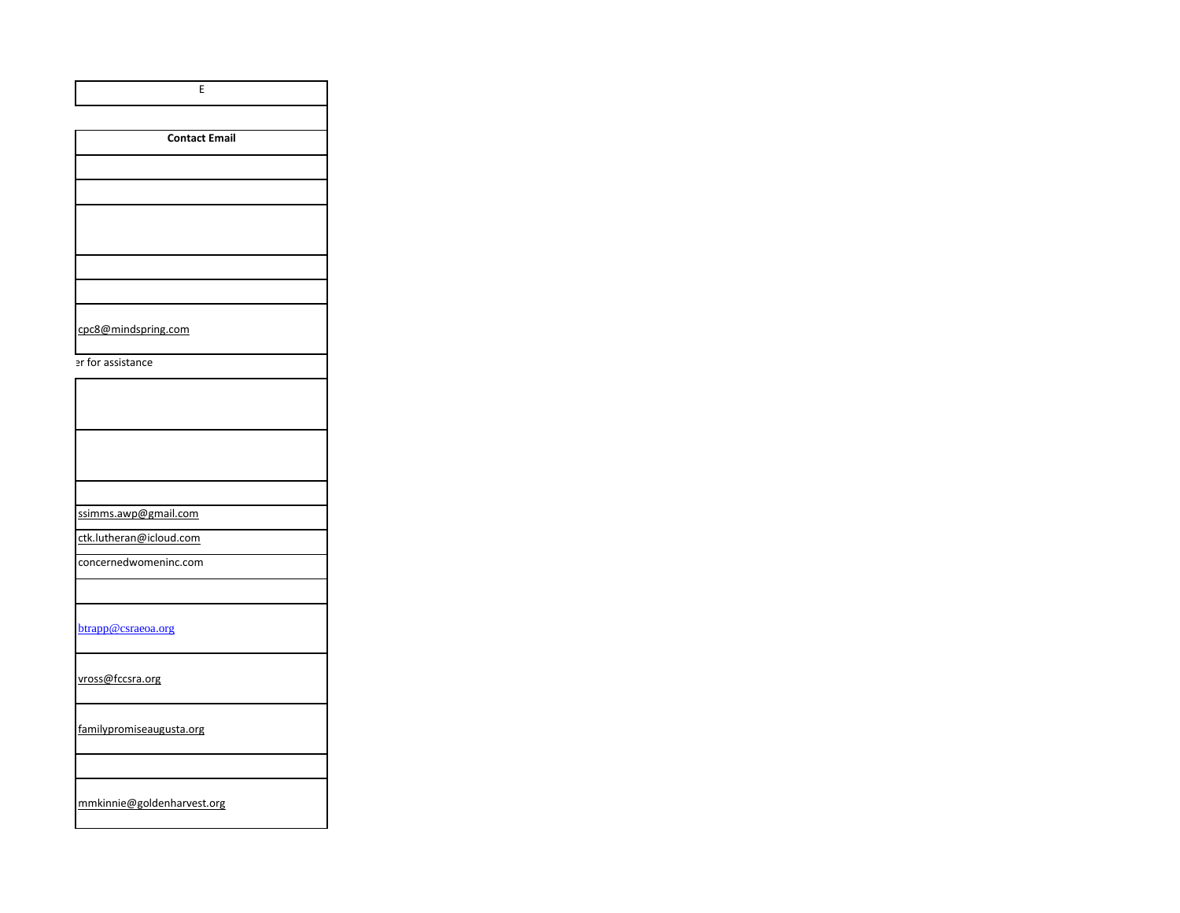| E |
|---|
| |
| **Contact Email** |
| |
| |
| |
| |
| |
| cpc8@mindspring.com |
| er for assistance |
| |
| |
| |
| ssimms.awp@gmail.com |
| ctk.lutheran@icloud.com |
| concernedwomeninc.com |
| |
| btrapp@csraeoa.org |
| vross@fccsra.org |
| familypromiseaugusta.org |
| |
| mmkinnie@goldenharvest.org |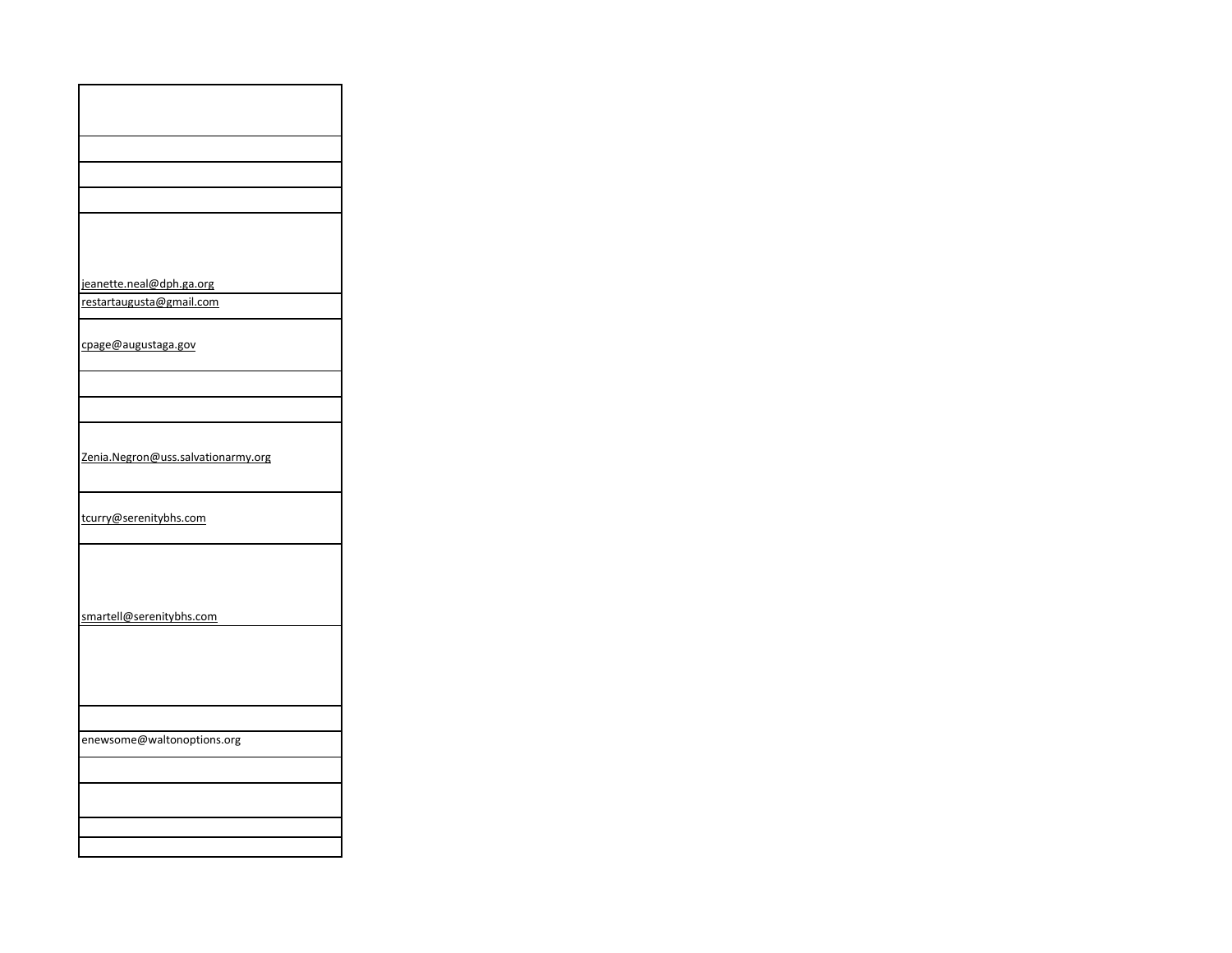| |
|---|
| |
| |
| |
| jeanette.neal@dph.ga.org |
| restartaugusta@gmail.com |
| cpage@augustaga.gov |
| |
| |
| Zenia.Negron@uss.salvationarmy.org |
| tcurry@serenitybhs.com |
| smartell@serenitybhs.com |
| |
| |
| enewsome@waltonoptions.org |
| |
| |
| |
| |